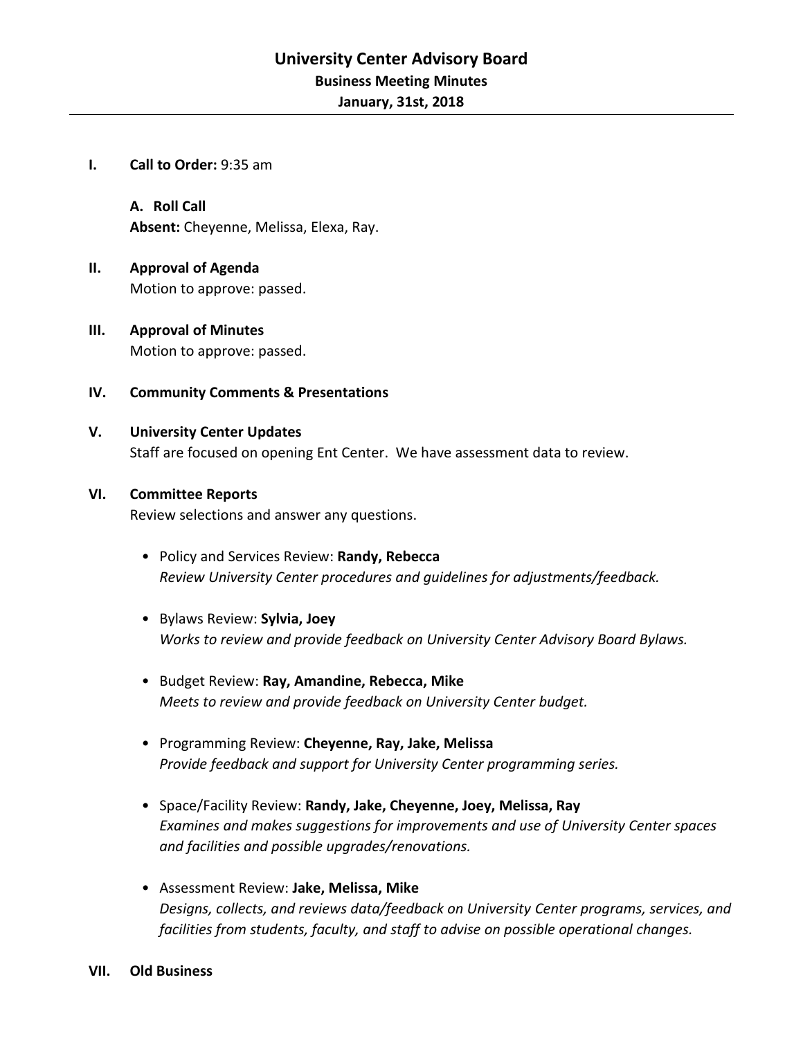# University Center Advisory Board

## Business Meeting Minutes

## January, 31st, 2018

---

**I. Call to Order:** 9:35 am

**A. Roll Call**

**Absent:** Cheyenne, Melissa, Elexa, Ray.

**II. Approval of Agenda**

Motion to approve: passed.

**III. Approval of Minutes**

Motion to approve: passed.

**IV. Community Comments & Presentations**

**V. University Center Updates**

Staff are focused on opening Ent Center. We have assessment data to review.

**VI. Committee Reports**

Review selections and answer any questions.

- Policy and Services Review: **Randy, Rebecca**
  *Review University Center procedures and guidelines for adjustments/feedback.*

- Bylaws Review: **Sylvia, Joey**
  *Works to review and provide feedback on University Center Advisory Board Bylaws.*

- Budget Review: **Ray, Amandine, Rebecca, Mike**
  *Meets to review and provide feedback on University Center budget.*

- Programming Review: **Cheyenne, Ray, Jake, Melissa**
  *Provide feedback and support for University Center programming series.*

- Space/Facility Review: **Randy, Jake, Cheyenne, Joey, Melissa, Ray**
  *Examines and makes suggestions for improvements and use of University Center spaces and facilities and possible upgrades/renovations.*

- Assessment Review: **Jake, Melissa, Mike**
  *Designs, collects, and reviews data/feedback on University Center programs, services, and facilities from students, faculty, and staff to advise on possible operational changes.*

**VII. Old Business**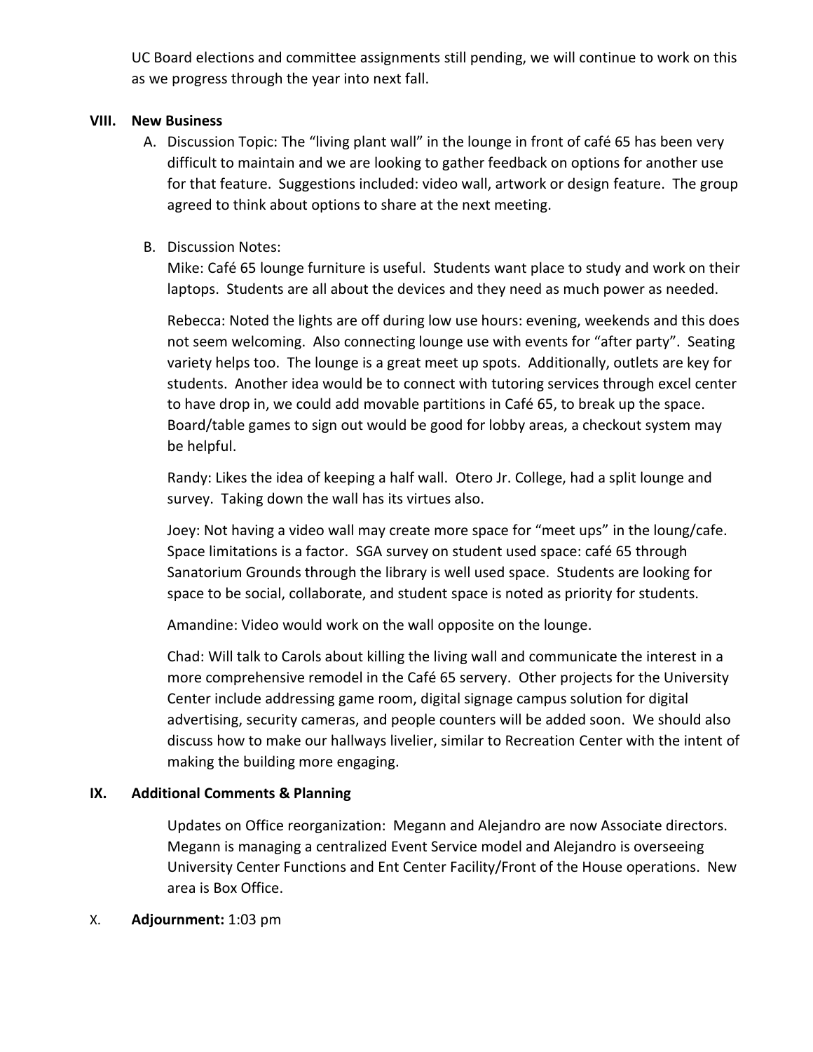UC Board elections and committee assignments still pending, we will continue to work on this as we progress through the year into next fall.

**VIII. New Business**

A. Discussion Topic: The "living plant wall" in the lounge in front of café 65 has been very difficult to maintain and we are looking to gather feedback on options for another use for that feature. Suggestions included: video wall, artwork or design feature. The group agreed to think about options to share at the next meeting.

B. Discussion Notes:

Mike: Café 65 lounge furniture is useful. Students want place to study and work on their laptops. Students are all about the devices and they need as much power as needed.

Rebecca: Noted the lights are off during low use hours: evening, weekends and this does not seem welcoming. Also connecting lounge use with events for "after party". Seating variety helps too. The lounge is a great meet up spots. Additionally, outlets are key for students. Another idea would be to connect with tutoring services through excel center to have drop in, we could add movable partitions in Café 65, to break up the space. Board/table games to sign out would be good for lobby areas, a checkout system may be helpful.

Randy: Likes the idea of keeping a half wall. Otero Jr. College, had a split lounge and survey. Taking down the wall has its virtues also.

Joey: Not having a video wall may create more space for "meet ups" in the loung/cafe. Space limitations is a factor. SGA survey on student used space: café 65 through Sanatorium Grounds through the library is well used space. Students are looking for space to be social, collaborate, and student space is noted as priority for students.

Amandine: Video would work on the wall opposite on the lounge.

Chad: Will talk to Carols about killing the living wall and communicate the interest in a more comprehensive remodel in the Café 65 servery. Other projects for the University Center include addressing game room, digital signage campus solution for digital advertising, security cameras, and people counters will be added soon. We should also discuss how to make our hallways livelier, similar to Recreation Center with the intent of making the building more engaging.

**IX. Additional Comments & Planning**

Updates on Office reorganization: Megann and Alejandro are now Associate directors. Megann is managing a centralized Event Service model and Alejandro is overseeing University Center Functions and Ent Center Facility/Front of the House operations. New area is Box Office.

X. **Adjournment:** 1:03 pm